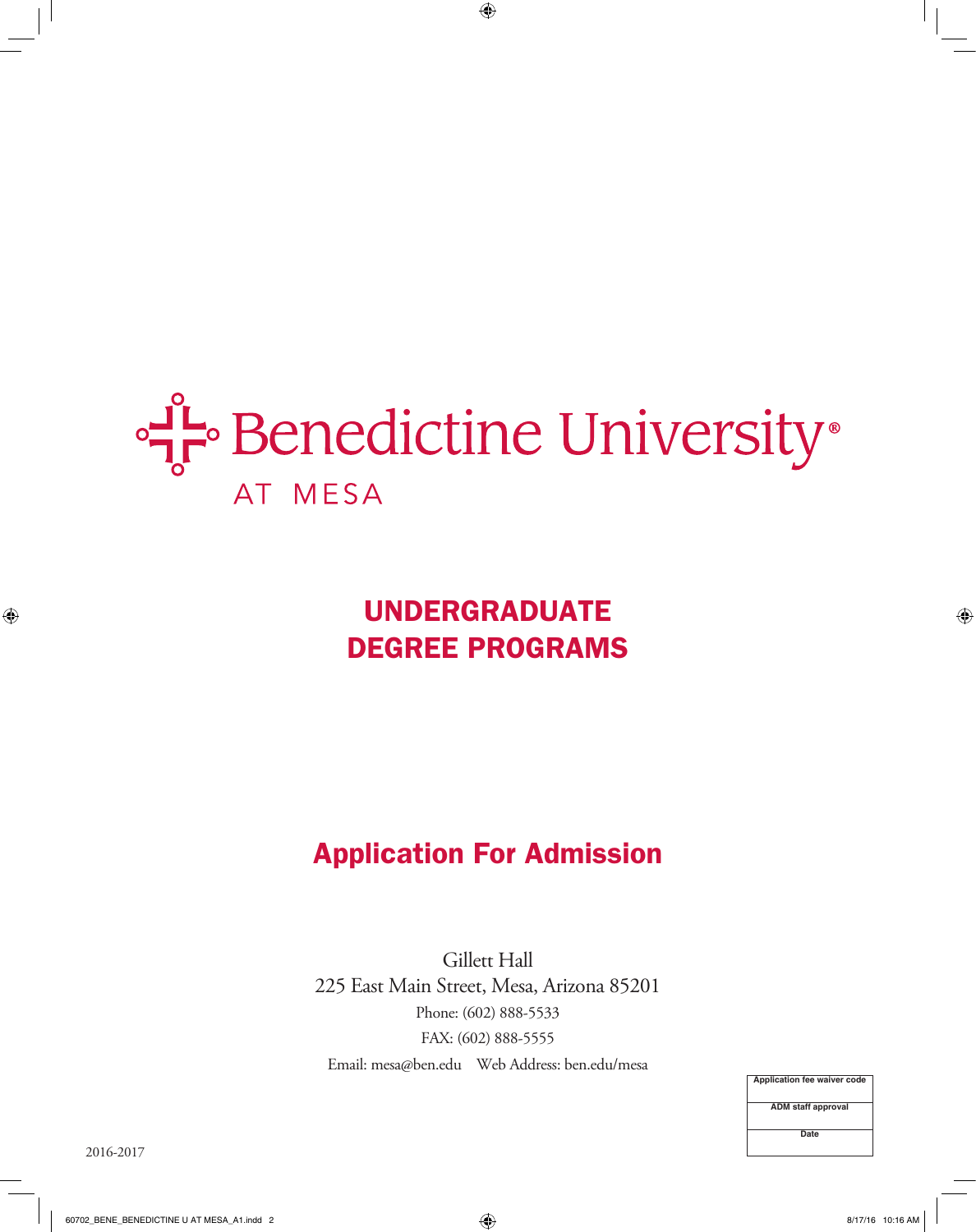# Benedictine University®

AT MESA

## UNDERGRADUATE DEGREE PROGRAMS

## Application For Admission

Gillett Hall
225 East Main Street, Mesa, Arizona 85201
Phone: (602) 888-5533
FAX: (602) 888-5555
Email: mesa@ben.edu    Web Address: ben.edu/mesa

| Application fee waiver code |
|---|
| ADM staff approval |
| Date |

2016-2017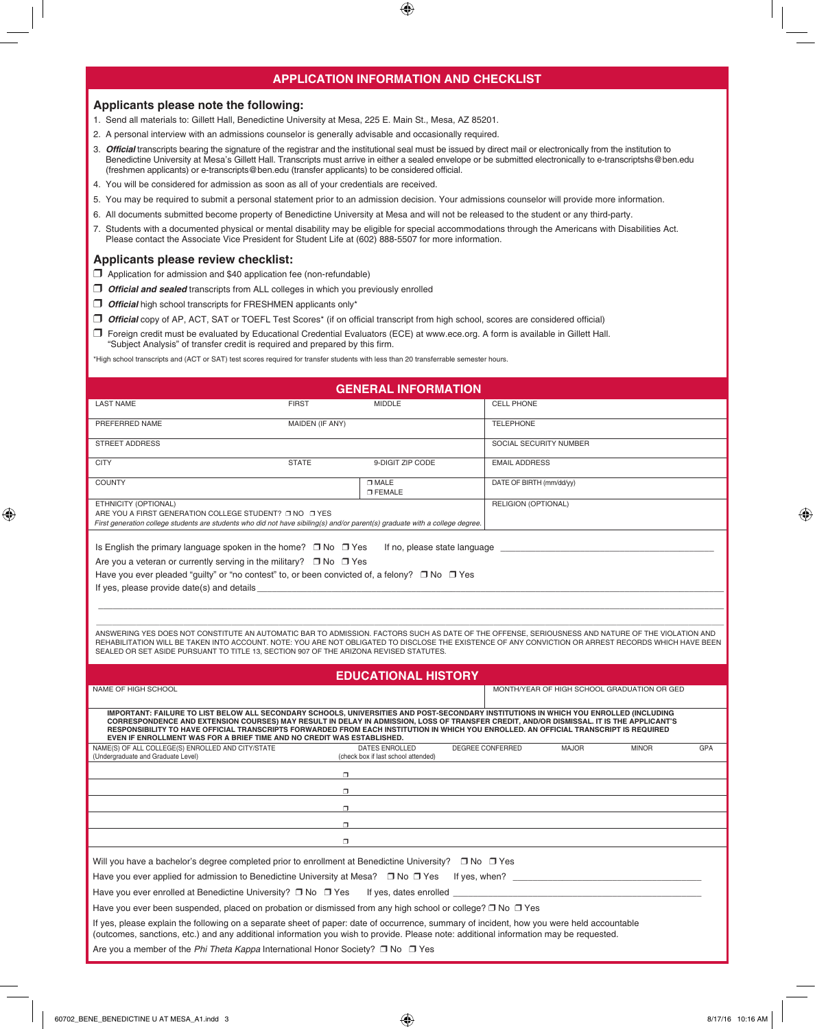## APPLICATION INFORMATION AND CHECKLIST

### Applicants please note the following:

1. Send all materials to: Gillett Hall, Benedictine University at Mesa, 225 E. Main St., Mesa, AZ 85201.
2. A personal interview with an admissions counselor is generally advisable and occasionally required.
3. ***Official*** transcripts bearing the signature of the registrar and the institutional seal must be issued by direct mail or electronically from the institution to Benedictine University at Mesa's Gillett Hall. Transcripts must arrive in either a sealed envelope or be submitted electronically to e-transcriptshs@ben.edu (freshmen applicants) or e-transcripts@ben.edu (transfer applicants) to be considered official.
4. You will be considered for admission as soon as all of your credentials are received.
5. You may be required to submit a personal statement prior to an admission decision. Your admissions counselor will provide more information.
6. All documents submitted become property of Benedictine University at Mesa and will not be released to the student or any third-party.
7. Students with a documented physical or mental disability may be eligible for special accommodations through the Americans with Disabilities Act. Please contact the Associate Vice President for Student Life at (602) 888-5507 for more information.

### Applicants please review checklist:

- ❐ Application for admission and $40 application fee (non-refundable)
- ❐ ***Official and sealed*** transcripts from ALL colleges in which you previously enrolled
- ❐ ***Official*** high school transcripts for FRESHMEN applicants only*
- ❐ ***Official*** copy of AP, ACT, SAT or TOEFL Test Scores* (if on official transcript from high school, scores are considered official)
- ❐ Foreign credit must be evaluated by Educational Credential Evaluators (ECE) at www.ece.org. A form is available in Gillett Hall. "Subject Analysis" of transfer credit is required and prepared by this firm.

*High school transcripts and (ACT or SAT) test scores required for transfer students with less than 20 transferrable semester hours.

## GENERAL INFORMATION

| | | | |
|---|---|---|---|
| LAST NAME | FIRST | MIDDLE | CELL PHONE |
| PREFERRED NAME | MAIDEN (IF ANY) | | TELEPHONE |
| STREET ADDRESS | | | SOCIAL SECURITY NUMBER |
| CITY | STATE | 9-DIGIT ZIP CODE | EMAIL ADDRESS |
| COUNTY | | ❐ MALE ❐ FEMALE | DATE OF BIRTH (mm/dd/yy) |
| ETHNICITY (OPTIONAL) ARE YOU A FIRST GENERATION COLLEGE STUDENT? ❐ NO ❐ YES *First generation college students are students who did not have sibiling(s) and/or parent(s) graduate with a college degree.* | | | RELIGION (OPTIONAL) |

Is English the primary language spoken in the home? ❐ No ❐ Yes If no, please state language ______________________________

Are you a veteran or currently serving in the military? ❐ No ❐ Yes

Have you ever pleaded "guilty" or "no contest" to, or been convicted of, a felony? ❐ No ❐ Yes

If yes, please provide date(s) and details ______________________________

______________________________

______________________________

ANSWERING YES DOES NOT CONSTITUTE AN AUTOMATIC BAR TO ADMISSION. FACTORS SUCH AS DATE OF THE OFFENSE, SERIOUSNESS AND NATURE OF THE VIOLATION AND REHABILITATION WILL BE TAKEN INTO ACCOUNT. NOTE: YOU ARE NOT OBLIGATED TO DISCLOSE THE EXISTENCE OF ANY CONVICTION OR ARREST RECORDS WHICH HAVE BEEN SEALED OR SET ASIDE PURSUANT TO TITLE 13, SECTION 907 OF THE ARIZONA REVISED STATUTES.

## EDUCATIONAL HISTORY

| NAME OF HIGH SCHOOL | MONTH/YEAR OF HIGH SCHOOL GRADUATION OR GED |
|---|---|
| | |

**IMPORTANT: FAILURE TO LIST BELOW ALL SECONDARY SCHOOLS, UNIVERSITIES AND POST-SECONDARY INSTITUTIONS IN WHICH YOU ENROLLED (INCLUDING CORRESPONDENCE AND EXTENSION COURSES) MAY RESULT IN DELAY IN ADMISSION, LOSS OF TRANSFER CREDIT, AND/OR DISMISSAL. IT IS THE APPLICANT'S RESPONSIBILITY TO HAVE OFFICIAL TRANSCRIPTS FORWARDED FROM EACH INSTITUTION IN WHICH YOU ENROLLED. AN OFFICIAL TRANSCRIPT IS REQUIRED EVEN IF ENROLLMENT WAS FOR A BRIEF TIME AND NO CREDIT WAS ESTABLISHED.**

| NAME(S) OF ALL COLLEGE(S) ENROLLED AND CITY/STATE (Undergraduate and Graduate Level) | DATES ENROLLED (check box if last school attended) | DEGREE CONFERRED | MAJOR | MINOR | GPA |
|---|---|---|---|---|---|
| | ❐ | | | | |
| | ❐ | | | | |
| | ❐ | | | | |
| | ❐ | | | | |
| | ❐ | | | | |

Will you have a bachelor's degree completed prior to enrollment at Benedictine University? ❐ No ❐ Yes

Have you ever applied for admission to Benedictine University at Mesa? ❐ No ❐ Yes If yes, when? ______________________________

Have you ever enrolled at Benedictine University? ❐ No ❐ Yes If yes, dates enrolled ______________________________

Have you ever been suspended, placed on probation or dismissed from any high school or college? ❐ No ❐ Yes

If yes, please explain the following on a separate sheet of paper: date of occurrence, summary of incident, how you were held accountable (outcomes, sanctions, etc.) and any additional information you wish to provide. Please note: additional information may be requested.

Are you a member of the *Phi Theta Kappa* International Honor Society? ❐ No ❐ Yes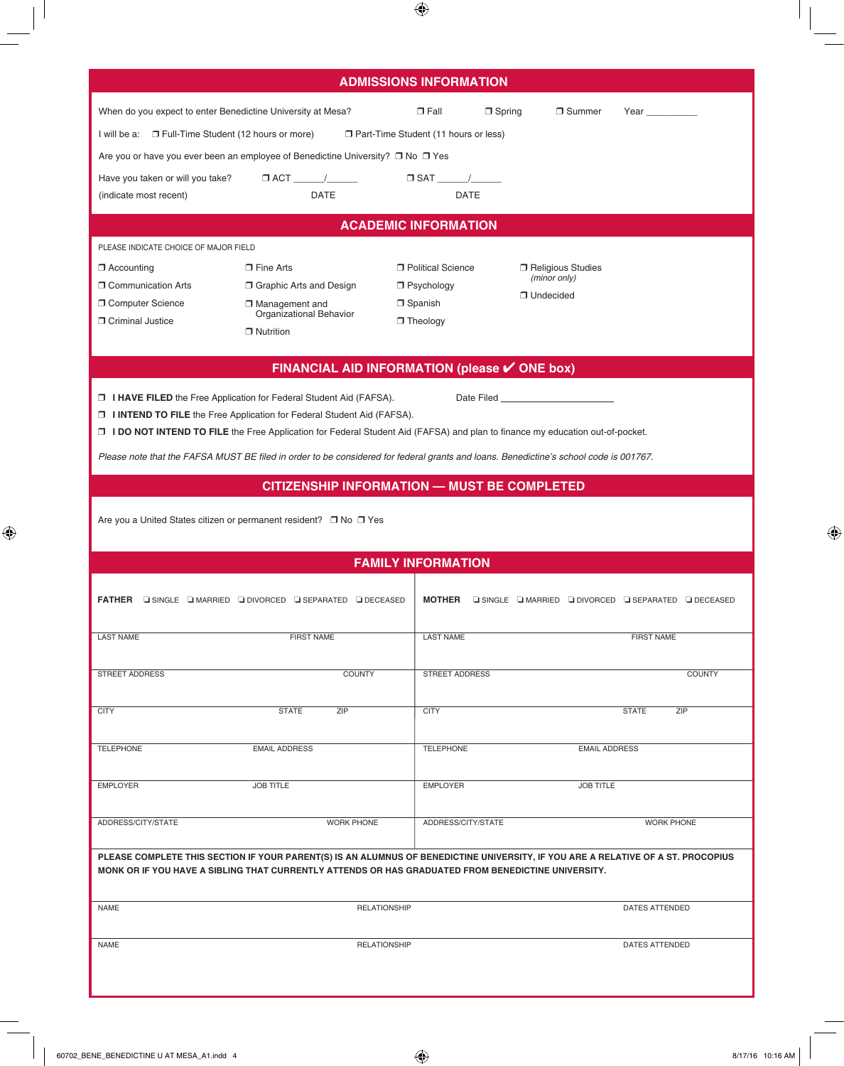## ADMISSIONS INFORMATION

When do you expect to enter Benedictine University at Mesa? ❒ Fall ❒ Spring ❒ Summer Year __________

I will be a: ❒ Full-Time Student (12 hours or more) ❒ Part-Time Student (11 hours or less)

Are you or have you ever been an employee of Benedictine University? ❒ No ❒ Yes

Have you taken or will you take? (indicate most recent) ❒ ACT ______/______ DATE ❒ SAT ______/______ DATE

## ACADEMIC INFORMATION

PLEASE INDICATE CHOICE OF MAJOR FIELD

- ❒ Accounting
- ❒ Communication Arts
- ❒ Computer Science
- ❒ Criminal Justice
- ❒ Fine Arts
- ❒ Graphic Arts and Design
- ❒ Management and Organizational Behavior
- ❒ Nutrition
- ❒ Political Science
- ❒ Psychology
- ❒ Spanish
- ❒ Theology
- ❒ Religious Studies *(minor only)*
- ❒ Undecided

## FINANCIAL AID INFORMATION (please ✔ ONE box)

❒ **I HAVE FILED** the Free Application for Federal Student Aid (FAFSA). Date Filed ____________________

❒ **I INTEND TO FILE** the Free Application for Federal Student Aid (FAFSA).

❒ **I DO NOT INTEND TO FILE** the Free Application for Federal Student Aid (FAFSA) and plan to finance my education out-of-pocket.

*Please note that the FAFSA MUST BE filed in order to be considered for federal grants and loans. Benedictine's school code is 001767.*

## CITIZENSHIP INFORMATION — MUST BE COMPLETED

Are you a United States citizen or permanent resident? ❒ No ❒ Yes

## FAMILY INFORMATION

| **FATHER** ❒ SINGLE ❒ MARRIED ❒ DIVORCED ❒ SEPARATED ❒ DECEASED | **MOTHER** ❒ SINGLE ❒ MARRIED ❒ DIVORCED ❒ SEPARATED ❒ DECEASED |
|---|---|
| LAST NAME / FIRST NAME | LAST NAME / FIRST NAME |
| STREET ADDRESS / COUNTY | STREET ADDRESS / COUNTY |
| CITY / STATE / ZIP | CITY / STATE / ZIP |
| TELEPHONE / EMAIL ADDRESS | TELEPHONE / EMAIL ADDRESS |
| EMPLOYER / JOB TITLE | EMPLOYER / JOB TITLE |
| ADDRESS/CITY/STATE / WORK PHONE | ADDRESS/CITY/STATE / WORK PHONE |

**PLEASE COMPLETE THIS SECTION IF YOUR PARENT(S) IS AN ALUMNUS OF BENEDICTINE UNIVERSITY, IF YOU ARE A RELATIVE OF A ST. PROCOPIUS MONK OR IF YOU HAVE A SIBLING THAT CURRENTLY ATTENDS OR HAS GRADUATED FROM BENEDICTINE UNIVERSITY.**

| NAME | RELATIONSHIP | DATES ATTENDED |
|---|---|---|
| | | |
| NAME | RELATIONSHIP | DATES ATTENDED |
| | | |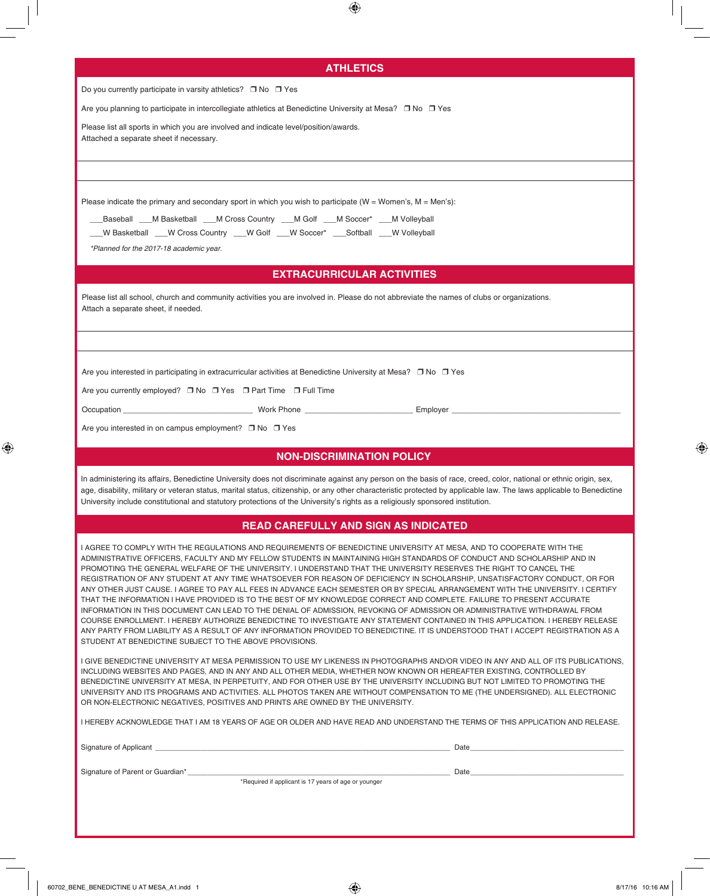## ATHLETICS

Do you currently participate in varsity athletics? ❒ No ❒ Yes

Are you planning to participate in intercollegiate athletics at Benedictine University at Mesa? ❒ No ❒ Yes

Please list all sports in which you are involved and indicate level/position/awards.
Attached a separate sheet if necessary.

Please indicate the primary and secondary sport in which you wish to participate (W = Women's, M = Men's):

___Baseball ___M Basketball ___M Cross Country ___M Golf ___M Soccer* ___M Volleyball

___W Basketball ___W Cross Country ___W Golf ___W Soccer* ___Softball ___W Volleyball

*\*Planned for the 2017-18 academic year.*

## EXTRACURRICULAR ACTIVITIES

Please list all school, church and community activities you are involved in. Please do not abbreviate the names of clubs or organizations.
Attach a separate sheet, if needed.

Are you interested in participating in extracurricular activities at Benedictine University at Mesa? ❒ No ❒ Yes

Are you currently employed? ❒ No ❒ Yes ❒ Part Time ❒ Full Time

Occupation ______________________________ Work Phone ________________________ Employer ________________________________________

Are you interested in on campus employment? ❒ No ❒ Yes

## NON-DISCRIMINATION POLICY

In administering its affairs, Benedictine University does not discriminate against any person on the basis of race, creed, color, national or ethnic origin, sex, age, disability, military or veteran status, marital status, citizenship, or any other characteristic protected by applicable law. The laws applicable to Benedictine University include constitutional and statutory protections of the University's rights as a religiously sponsored institution.

## READ CAREFULLY AND SIGN AS INDICATED

I AGREE TO COMPLY WITH THE REGULATIONS AND REQUIREMENTS OF BENEDICTINE UNIVERSITY AT MESA, AND TO COOPERATE WITH THE ADMINISTRATIVE OFFICERS, FACULTY AND MY FELLOW STUDENTS IN MAINTAINING HIGH STANDARDS OF CONDUCT AND SCHOLARSHIP AND IN PROMOTING THE GENERAL WELFARE OF THE UNIVERSITY. I UNDERSTAND THAT THE UNIVERSITY RESERVES THE RIGHT TO CANCEL THE REGISTRATION OF ANY STUDENT AT ANY TIME WHATSOEVER FOR REASON OF DEFICIENCY IN SCHOLARSHIP, UNSATISFACTORY CONDUCT, OR FOR ANY OTHER JUST CAUSE. I AGREE TO PAY ALL FEES IN ADVANCE EACH SEMESTER OR BY SPECIAL ARRANGEMENT WITH THE UNIVERSITY. I CERTIFY THAT THE INFORMATION I HAVE PROVIDED IS TO THE BEST OF MY KNOWLEDGE CORRECT AND COMPLETE. FAILURE TO PRESENT ACCURATE INFORMATION IN THIS DOCUMENT CAN LEAD TO THE DENIAL OF ADMISSION, REVOKING OF ADMISSION OR ADMINISTRATIVE WITHDRAWAL FROM COURSE ENROLLMENT. I HEREBY AUTHORIZE BENEDICTINE TO INVESTIGATE ANY STATEMENT CONTAINED IN THIS APPLICATION. I HEREBY RELEASE ANY PARTY FROM LIABILITY AS A RESULT OF ANY INFORMATION PROVIDED TO BENEDICTINE. IT IS UNDERSTOOD THAT I ACCEPT REGISTRATION AS A STUDENT AT BENEDICTINE SUBJECT TO THE ABOVE PROVISIONS.

I GIVE BENEDICTINE UNIVERSITY AT MESA PERMISSION TO USE MY LIKENESS IN PHOTOGRAPHS AND/OR VIDEO IN ANY AND ALL OF ITS PUBLICATIONS, INCLUDING WEBSITES AND PAGES, AND IN ANY AND ALL OTHER MEDIA, WHETHER NOW KNOWN OR HEREAFTER EXISTING, CONTROLLED BY BENEDICTINE UNIVERSITY AT MESA, IN PERPETUITY, AND FOR OTHER USE BY THE UNIVERSITY INCLUDING BUT NOT LIMITED TO PROMOTING THE UNIVERSITY AND ITS PROGRAMS AND ACTIVITIES. ALL PHOTOS TAKEN ARE WITHOUT COMPENSATION TO ME (THE UNDERSIGNED). ALL ELECTRONIC OR NON-ELECTRONIC NEGATIVES, POSITIVES AND PRINTS ARE OWNED BY THE UNIVERSITY.

I HEREBY ACKNOWLEDGE THAT I AM 18 YEARS OF AGE OR OLDER AND HAVE READ AND UNDERSTAND THE TERMS OF THIS APPLICATION AND RELEASE.

Signature of Applicant ________________________________________________________________ Date ______________________________

Signature of Parent or Guardian* ________________________________________________________ Date ______________________________

*Required if applicant is 17 years of age or younger